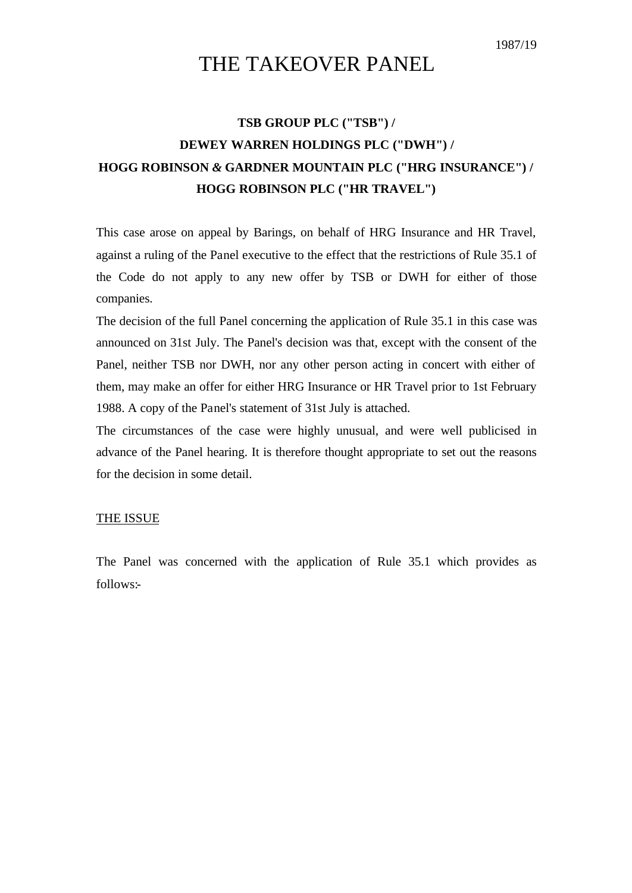1987/19

# THE TAKEOVER PANEL

**TSB GROUP PLC ("TSB") /**
**DEWEY WARREN HOLDINGS PLC ("DWH") /**
**HOGG ROBINSON & GARDNER MOUNTAIN PLC ("HRG INSURANCE") /**
**HOGG ROBINSON PLC ("HR TRAVEL")**

This case arose on appeal by Barings, on behalf of HRG Insurance and HR Travel, against a ruling of the Panel executive to the effect that the restrictions of Rule 35.1 of the Code do not apply to any new offer by TSB or DWH for either of those companies.

The decision of the full Panel concerning the application of Rule 35.1 in this case was announced on 31st July. The Panel's decision was that, except with the consent of the Panel, neither TSB nor DWH, nor any other person acting in concert with either of them, may make an offer for either HRG Insurance or HR Travel prior to 1st February 1988. A copy of the Panel's statement of 31st July is attached.

The circumstances of the case were highly unusual, and were well publicised in advance of the Panel hearing. It is therefore thought appropriate to set out the reasons for the decision in some detail.

## THE ISSUE

The Panel was concerned with the application of Rule 35.1 which provides as follows:-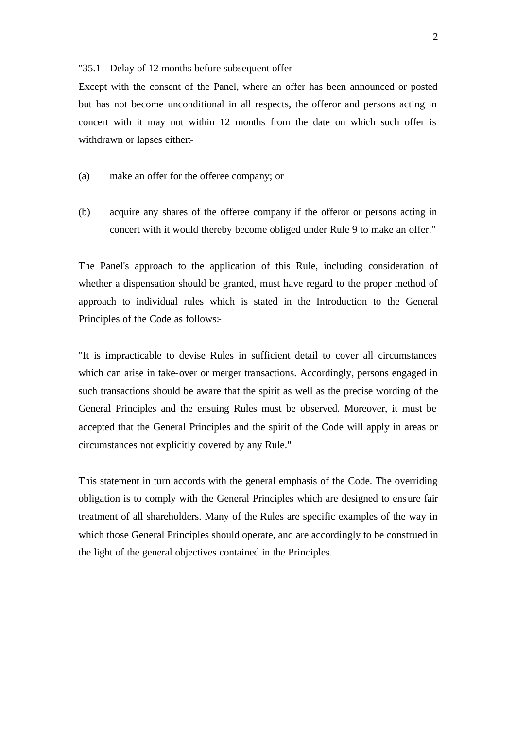"35.1 Delay of 12 months before subsequent offer

Except with the consent of the Panel, where an offer has been announced or posted but has not become unconditional in all respects, the offeror and persons acting in concert with it may not within 12 months from the date on which such offer is withdrawn or lapses either:-

(a) make an offer for the offeree company; or

(b) acquire any shares of the offeree company if the offeror or persons acting in concert with it would thereby become obliged under Rule 9 to make an offer."

The Panel's approach to the application of this Rule, including consideration of whether a dispensation should be granted, must have regard to the proper method of approach to individual rules which is stated in the Introduction to the General Principles of the Code as follows:-

"It is impracticable to devise Rules in sufficient detail to cover all circumstances which can arise in take-over or merger transactions. Accordingly, persons engaged in such transactions should be aware that the spirit as well as the precise wording of the General Principles and the ensuing Rules must be observed. Moreover, it must be accepted that the General Principles and the spirit of the Code will apply in areas or circumstances not explicitly covered by any Rule."

This statement in turn accords with the general emphasis of the Code. The overriding obligation is to comply with the General Principles which are designed to ensure fair treatment of all shareholders. Many of the Rules are specific examples of the way in which those General Principles should operate, and are accordingly to be construed in the light of the general objectives contained in the Principles.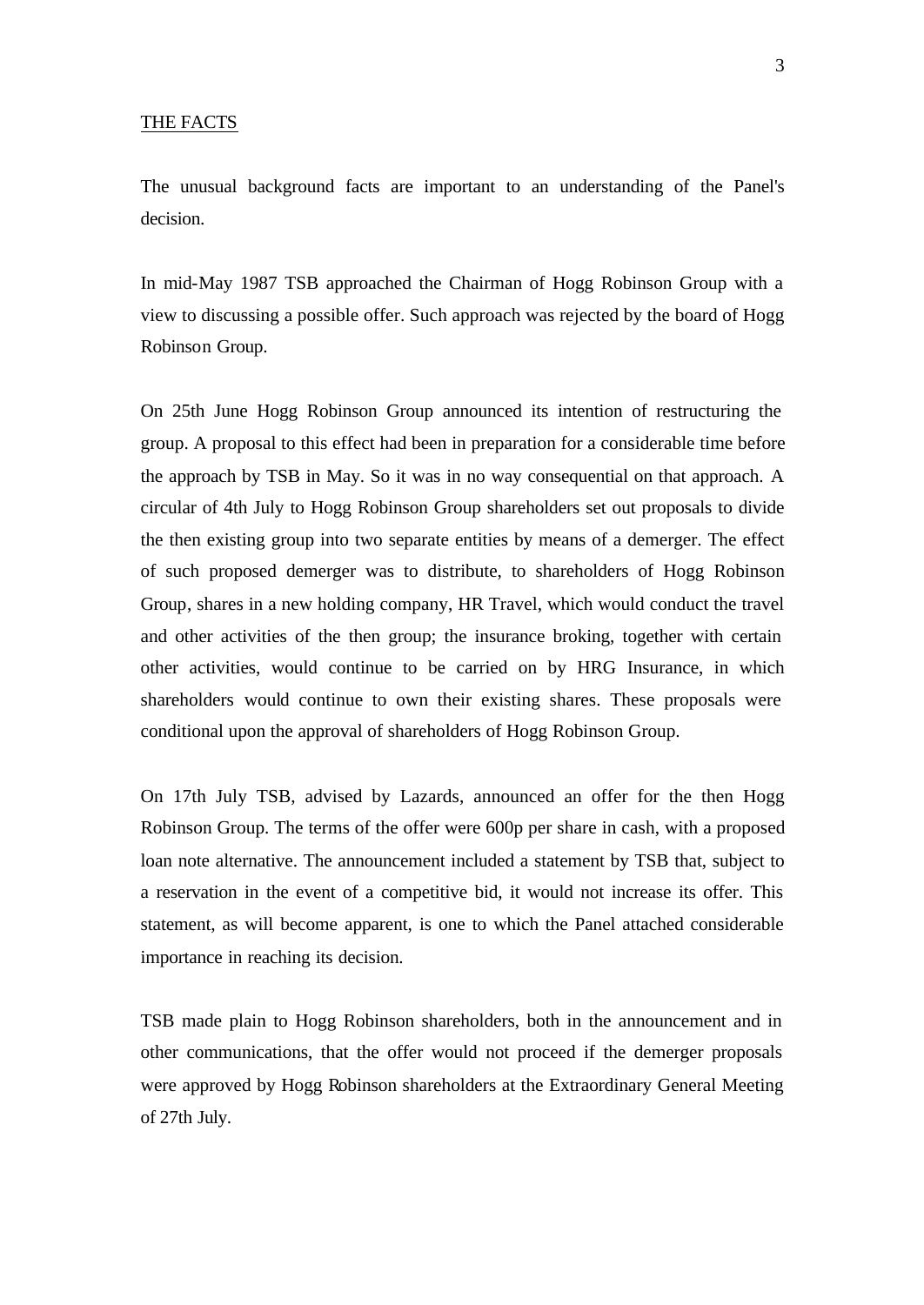## THE FACTS

The unusual background facts are important to an understanding of the Panel's decision.

In mid-May 1987 TSB approached the Chairman of Hogg Robinson Group with a view to discussing a possible offer. Such approach was rejected by the board of Hogg Robinson Group.

On 25th June Hogg Robinson Group announced its intention of restructuring the group. A proposal to this effect had been in preparation for a considerable time before the approach by TSB in May. So it was in no way consequential on that approach. A circular of 4th July to Hogg Robinson Group shareholders set out proposals to divide the then existing group into two separate entities by means of a demerger. The effect of such proposed demerger was to distribute, to shareholders of Hogg Robinson Group, shares in a new holding company, HR Travel, which would conduct the travel and other activities of the then group; the insurance broking, together with certain other activities, would continue to be carried on by HRG Insurance, in which shareholders would continue to own their existing shares. These proposals were conditional upon the approval of shareholders of Hogg Robinson Group.

On 17th July TSB, advised by Lazards, announced an offer for the then Hogg Robinson Group. The terms of the offer were 600p per share in cash, with a proposed loan note alternative. The announcement included a statement by TSB that, subject to a reservation in the event of a competitive bid, it would not increase its offer. This statement, as will become apparent, is one to which the Panel attached considerable importance in reaching its decision.

TSB made plain to Hogg Robinson shareholders, both in the announcement and in other communications, that the offer would not proceed if the demerger proposals were approved by Hogg Robinson shareholders at the Extraordinary General Meeting of 27th July.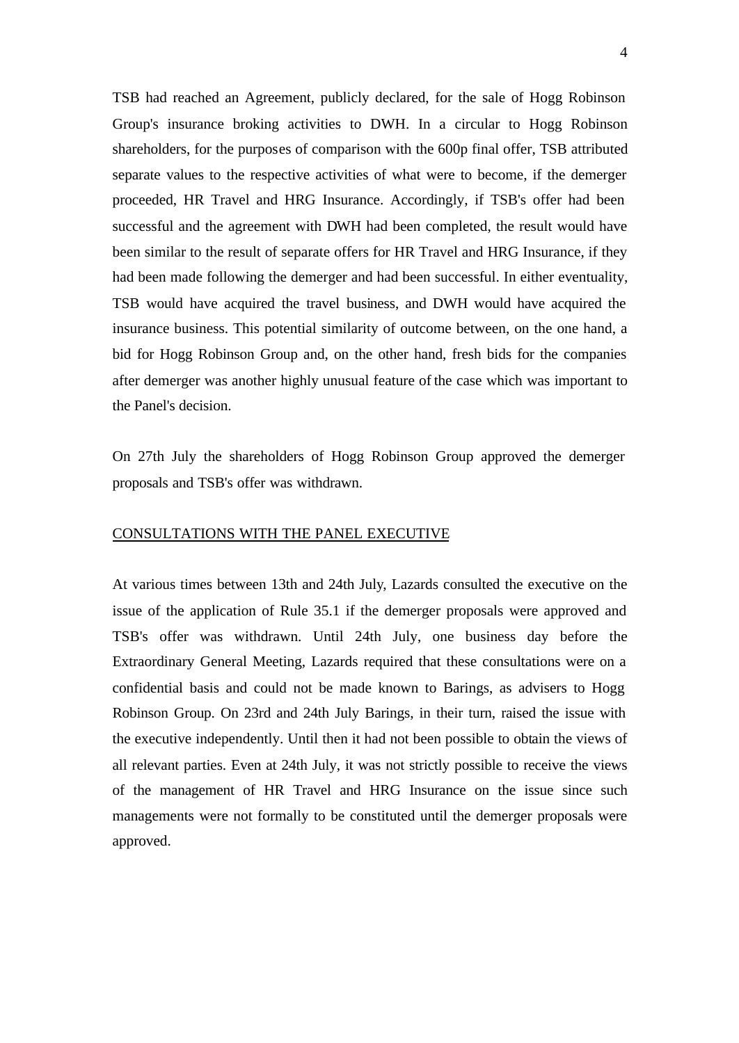TSB had reached an Agreement, publicly declared, for the sale of Hogg Robinson Group's insurance broking activities to DWH. In a circular to Hogg Robinson shareholders, for the purposes of comparison with the 600p final offer, TSB attributed separate values to the respective activities of what were to become, if the demerger proceeded, HR Travel and HRG Insurance. Accordingly, if TSB's offer had been successful and the agreement with DWH had been completed, the result would have been similar to the result of separate offers for HR Travel and HRG Insurance, if they had been made following the demerger and had been successful. In either eventuality, TSB would have acquired the travel business, and DWH would have acquired the insurance business. This potential similarity of outcome between, on the one hand, a bid for Hogg Robinson Group and, on the other hand, fresh bids for the companies after demerger was another highly unusual feature of the case which was important to the Panel's decision.

On 27th July the shareholders of Hogg Robinson Group approved the demerger proposals and TSB's offer was withdrawn.

## CONSULTATIONS WITH THE PANEL EXECUTIVE

At various times between 13th and 24th July, Lazards consulted the executive on the issue of the application of Rule 35.1 if the demerger proposals were approved and TSB's offer was withdrawn. Until 24th July, one business day before the Extraordinary General Meeting, Lazards required that these consultations were on a confidential basis and could not be made known to Barings, as advisers to Hogg Robinson Group. On 23rd and 24th July Barings, in their turn, raised the issue with the executive independently. Until then it had not been possible to obtain the views of all relevant parties. Even at 24th July, it was not strictly possible to receive the views of the management of HR Travel and HRG Insurance on the issue since such managements were not formally to be constituted until the demerger proposals were approved.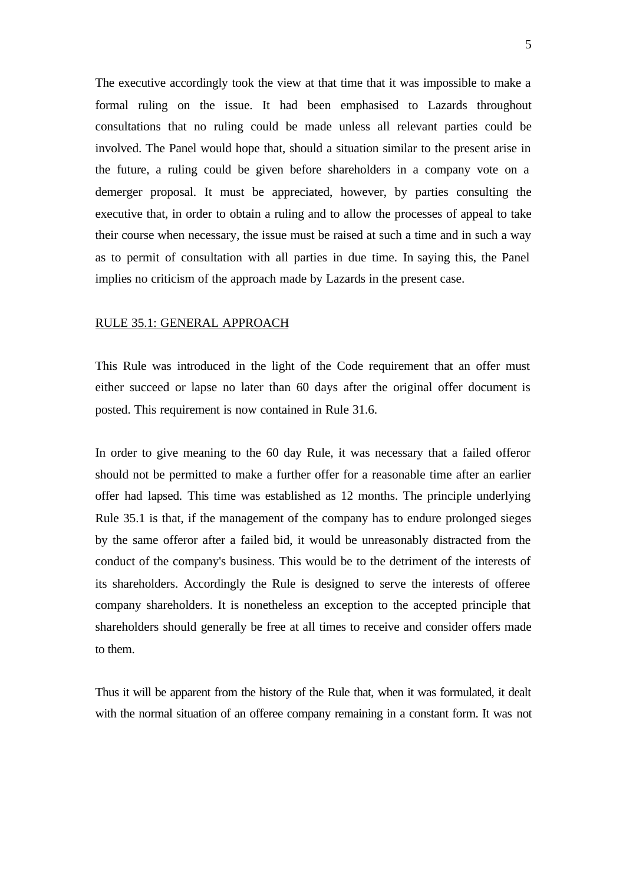The executive accordingly took the view at that time that it was impossible to make a formal ruling on the issue. It had been emphasised to Lazards throughout consultations that no ruling could be made unless all relevant parties could be involved. The Panel would hope that, should a situation similar to the present arise in the future, a ruling could be given before shareholders in a company vote on a demerger proposal. It must be appreciated, however, by parties consulting the executive that, in order to obtain a ruling and to allow the processes of appeal to take their course when necessary, the issue must be raised at such a time and in such a way as to permit of consultation with all parties in due time. In saying this, the Panel implies no criticism of the approach made by Lazards in the present case.

## RULE 35.1: GENERAL APPROACH

This Rule was introduced in the light of the Code requirement that an offer must either succeed or lapse no later than 60 days after the original offer document is posted. This requirement is now contained in Rule 31.6.

In order to give meaning to the 60 day Rule, it was necessary that a failed offeror should not be permitted to make a further offer for a reasonable time after an earlier offer had lapsed. This time was established as 12 months. The principle underlying Rule 35.1 is that, if the management of the company has to endure prolonged sieges by the same offeror after a failed bid, it would be unreasonably distracted from the conduct of the company's business. This would be to the detriment of the interests of its shareholders. Accordingly the Rule is designed to serve the interests of offeree company shareholders. It is nonetheless an exception to the accepted principle that shareholders should generally be free at all times to receive and consider offers made to them.

Thus it will be apparent from the history of the Rule that, when it was formulated, it dealt with the normal situation of an offeree company remaining in a constant form. It was not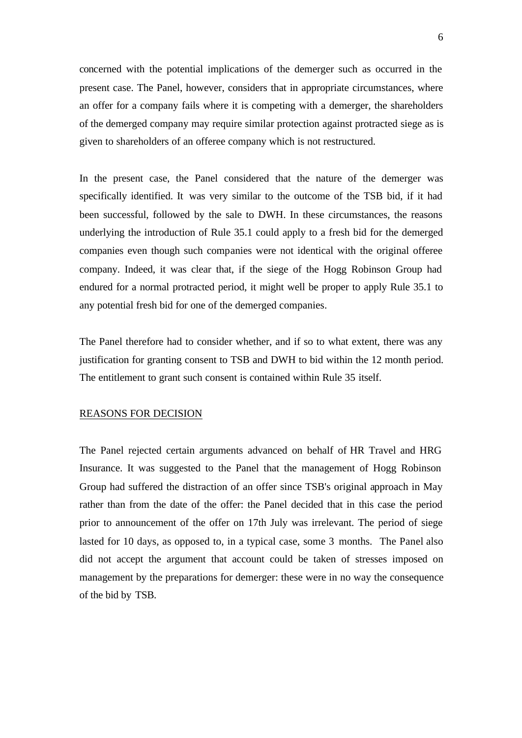concerned with the potential implications of the demerger such as occurred in the present case. The Panel, however, considers that in appropriate circumstances, where an offer for a company fails where it is competing with a demerger, the shareholders of the demerged company may require similar protection against protracted siege as is given to shareholders of an offeree company which is not restructured.

In the present case, the Panel considered that the nature of the demerger was specifically identified. It was very similar to the outcome of the TSB bid, if it had been successful, followed by the sale to DWH. In these circumstances, the reasons underlying the introduction of Rule 35.1 could apply to a fresh bid for the demerged companies even though such companies were not identical with the original offeree company. Indeed, it was clear that, if the siege of the Hogg Robinson Group had endured for a normal protracted period, it might well be proper to apply Rule 35.1 to any potential fresh bid for one of the demerged companies.

The Panel therefore had to consider whether, and if so to what extent, there was any justification for granting consent to TSB and DWH to bid within the 12 month period. The entitlement to grant such consent is contained within Rule 35 itself.

## REASONS FOR DECISION

The Panel rejected certain arguments advanced on behalf of HR Travel and HRG Insurance. It was suggested to the Panel that the management of Hogg Robinson Group had suffered the distraction of an offer since TSB's original approach in May rather than from the date of the offer: the Panel decided that in this case the period prior to announcement of the offer on 17th July was irrelevant. The period of siege lasted for 10 days, as opposed to, in a typical case, some 3 months. The Panel also did not accept the argument that account could be taken of stresses imposed on management by the preparations for demerger: these were in no way the consequence of the bid by TSB.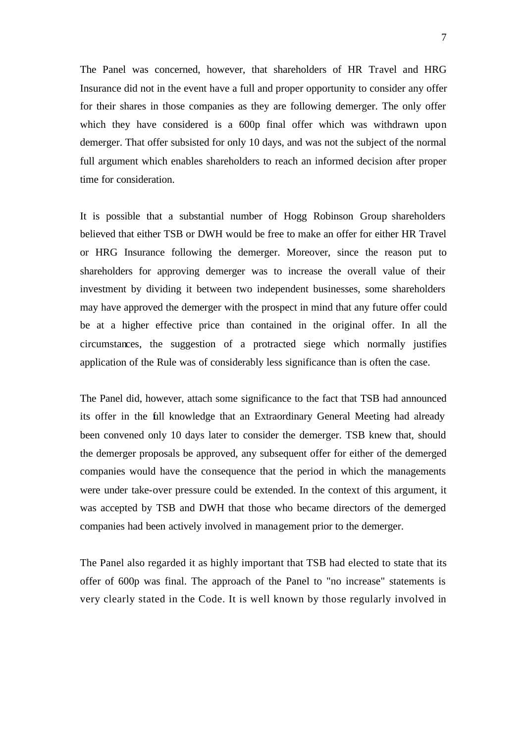The Panel was concerned, however, that shareholders of HR Travel and HRG Insurance did not in the event have a full and proper opportunity to consider any offer for their shares in those companies as they are following demerger. The only offer which they have considered is a 600p final offer which was withdrawn upon demerger. That offer subsisted for only 10 days, and was not the subject of the normal full argument which enables shareholders to reach an informed decision after proper time for consideration.

It is possible that a substantial number of Hogg Robinson Group shareholders believed that either TSB or DWH would be free to make an offer for either HR Travel or HRG Insurance following the demerger. Moreover, since the reason put to shareholders for approving demerger was to increase the overall value of their investment by dividing it between two independent businesses, some shareholders may have approved the demerger with the prospect in mind that any future offer could be at a higher effective price than contained in the original offer. In all the circumstances, the suggestion of a protracted siege which normally justifies application of the Rule was of considerably less significance than is often the case.

The Panel did, however, attach some significance to the fact that TSB had announced its offer in the full knowledge that an Extraordinary General Meeting had already been convened only 10 days later to consider the demerger. TSB knew that, should the demerger proposals be approved, any subsequent offer for either of the demerged companies would have the consequence that the period in which the managements were under take-over pressure could be extended. In the context of this argument, it was accepted by TSB and DWH that those who became directors of the demerged companies had been actively involved in management prior to the demerger.

The Panel also regarded it as highly important that TSB had elected to state that its offer of 600p was final. The approach of the Panel to "no increase" statements is very clearly stated in the Code. It is well known by those regularly involved in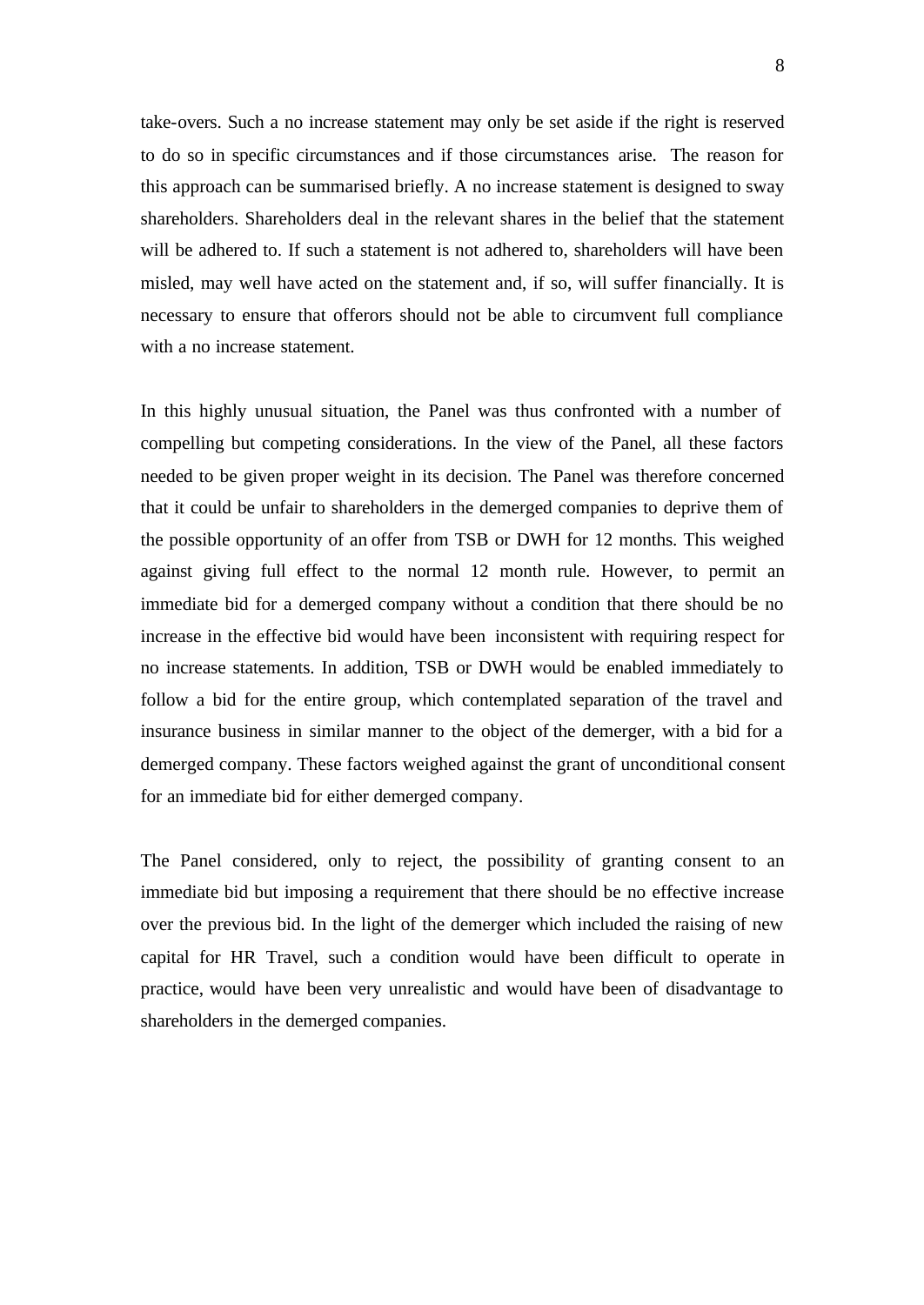take-overs. Such a no increase statement may only be set aside if the right is reserved to do so in specific circumstances and if those circumstances arise. The reason for this approach can be summarised briefly. A no increase statement is designed to sway shareholders. Shareholders deal in the relevant shares in the belief that the statement will be adhered to. If such a statement is not adhered to, shareholders will have been misled, may well have acted on the statement and, if so, will suffer financially. It is necessary to ensure that offerors should not be able to circumvent full compliance with a no increase statement.

In this highly unusual situation, the Panel was thus confronted with a number of compelling but competing considerations. In the view of the Panel, all these factors needed to be given proper weight in its decision. The Panel was therefore concerned that it could be unfair to shareholders in the demerged companies to deprive them of the possible opportunity of an offer from TSB or DWH for 12 months. This weighed against giving full effect to the normal 12 month rule. However, to permit an immediate bid for a demerged company without a condition that there should be no increase in the effective bid would have been inconsistent with requiring respect for no increase statements. In addition, TSB or DWH would be enabled immediately to follow a bid for the entire group, which contemplated separation of the travel and insurance business in similar manner to the object of the demerger, with a bid for a demerged company. These factors weighed against the grant of unconditional consent for an immediate bid for either demerged company.

The Panel considered, only to reject, the possibility of granting consent to an immediate bid but imposing a requirement that there should be no effective increase over the previous bid. In the light of the demerger which included the raising of new capital for HR Travel, such a condition would have been difficult to operate in practice, would have been very unrealistic and would have been of disadvantage to shareholders in the demerged companies.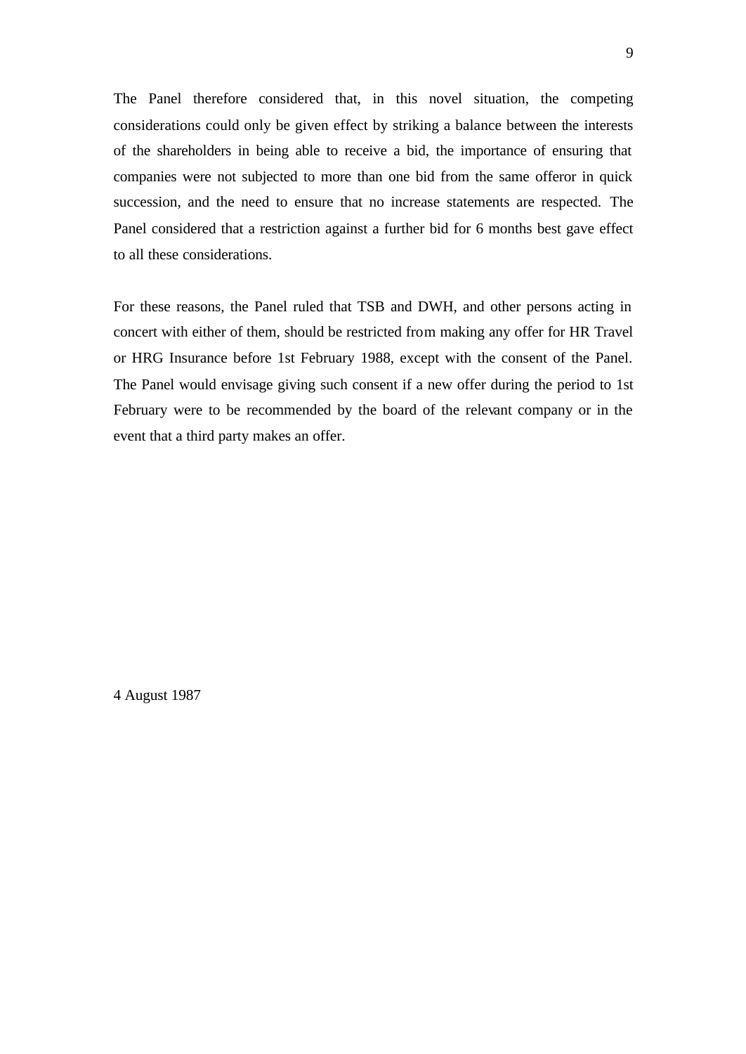The Panel therefore considered that, in this novel situation, the competing considerations could only be given effect by striking a balance between the interests of the shareholders in being able to receive a bid, the importance of ensuring that companies were not subjected to more than one bid from the same offeror in quick succession, and the need to ensure that no increase statements are respected. The Panel considered that a restriction against a further bid for 6 months best gave effect to all these considerations.

For these reasons, the Panel ruled that TSB and DWH, and other persons acting in concert with either of them, should be restricted from making any offer for HR Travel or HRG Insurance before 1st February 1988, except with the consent of the Panel. The Panel would envisage giving such consent if a new offer during the period to 1st February were to be recommended by the board of the relevant company or in the event that a third party makes an offer.

4 August 1987